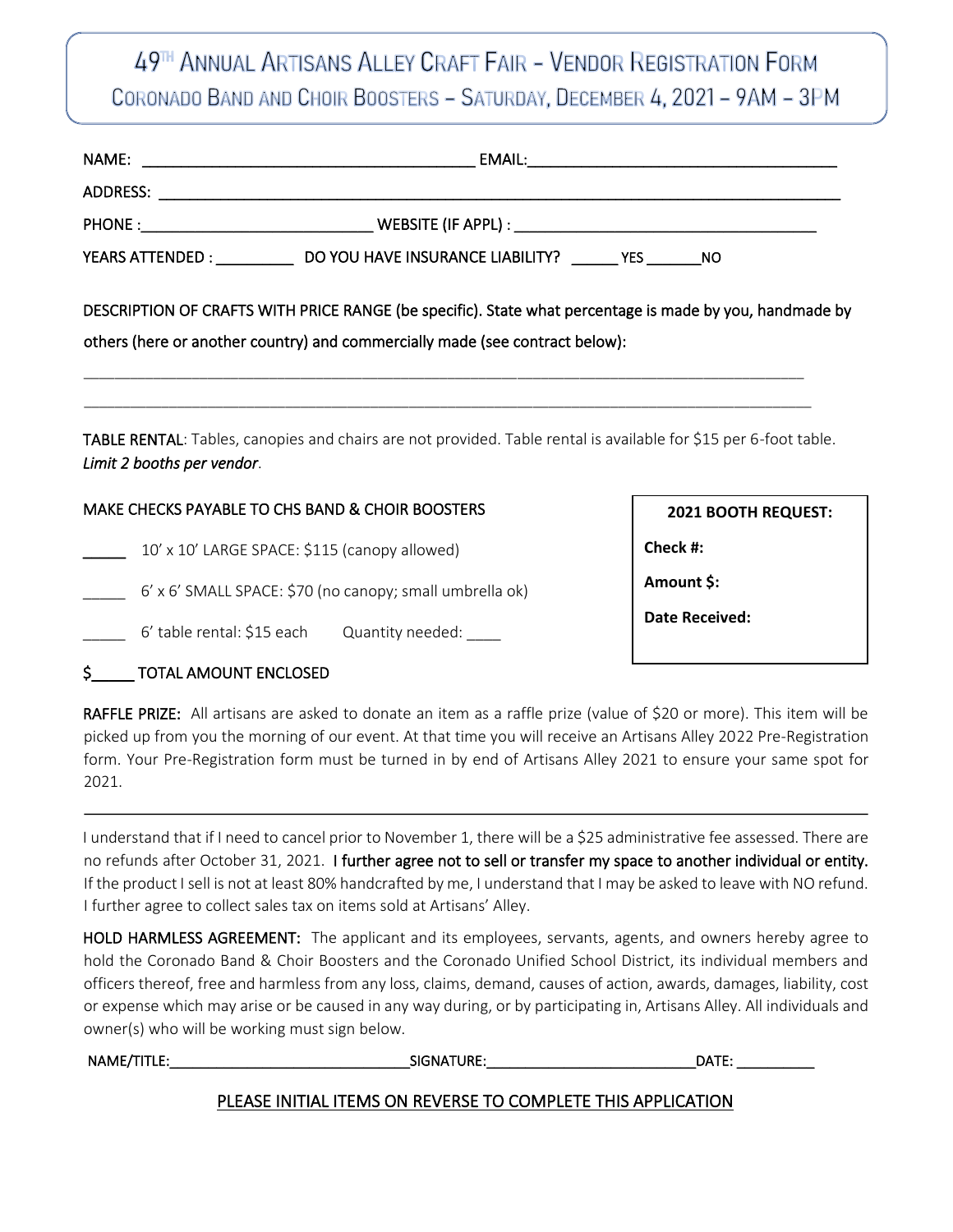# 49TH ANNUAL ARTISANS ALLEY CRAFT FAIR – VENDOR REGISTRATION FORM

## CORONADO BAND AND CHOIR BOOSTERS – SATURDAY, DECEMBER 4, 2021 – 9AM – 3PM

NAME: ______________________________________ EMAIL: ____________________________________

ADDRESS: ________________________________________________________________________________

PHONE : __________________________ WEBSITE (IF APPL) : ___________________________________

YEARS ATTENDED : _________ DO YOU HAVE INSURANCE LIABILITY? _____ YES ______ NO

DESCRIPTION OF CRAFTS WITH PRICE RANGE (be specific). State what percentage is made by you, handmade by others (here or another country) and commercially made (see contract below):

_______________________________________________________________________________________

_______________________________________________________________________________________

**TABLE RENTAL**: Tables, canopies and chairs are not provided. Table rental is available for $15 per 6-foot table. *Limit 2 booths per vendor*.

MAKE CHECKS PAYABLE TO CHS BAND & CHOIR BOOSTERS

_____ 10' x 10' LARGE SPACE: $115 (canopy allowed)

_____ 6' x 6' SMALL SPACE: $70 (no canopy; small umbrella ok)

_____ 6' table rental: $15 each Quantity needed: ____

$_____ TOTAL AMOUNT ENCLOSED

**2021 BOOTH REQUEST:**

**Check #:**

**Amount $:**

**Date Received:**

**RAFFLE PRIZE:** All artisans are asked to donate an item as a raffle prize (value of $20 or more). This item will be picked up from you the morning of our event. At that time you will receive an Artisans Alley 2022 Pre-Registration form. Your Pre-Registration form must be turned in by end of Artisans Alley 2021 to ensure your same spot for 2021.

---

I understand that if I need to cancel prior to November 1, there will be a $25 administrative fee assessed. There are no refunds after October 31, 2021. **I further agree not to sell or transfer my space to another individual or entity.** If the product I sell is not at least 80% handcrafted by me, I understand that I may be asked to leave with NO refund. I further agree to collect sales tax on items sold at Artisans' Alley.

**HOLD HARMLESS AGREEMENT:** The applicant and its employees, servants, agents, and owners hereby agree to hold the Coronado Band & Choir Boosters and the Coronado Unified School District, its individual members and officers thereof, free and harmless from any loss, claims, demand, causes of action, awards, damages, liability, cost or expense which may arise or be caused in any way during, or by participating in, Artisans Alley. All individuals and owner(s) who will be working must sign below.

NAME/TITLE: ______________________________ SIGNATURE: __________________________ DATE: __________

PLEASE INITIAL ITEMS ON REVERSE TO COMPLETE THIS APPLICATION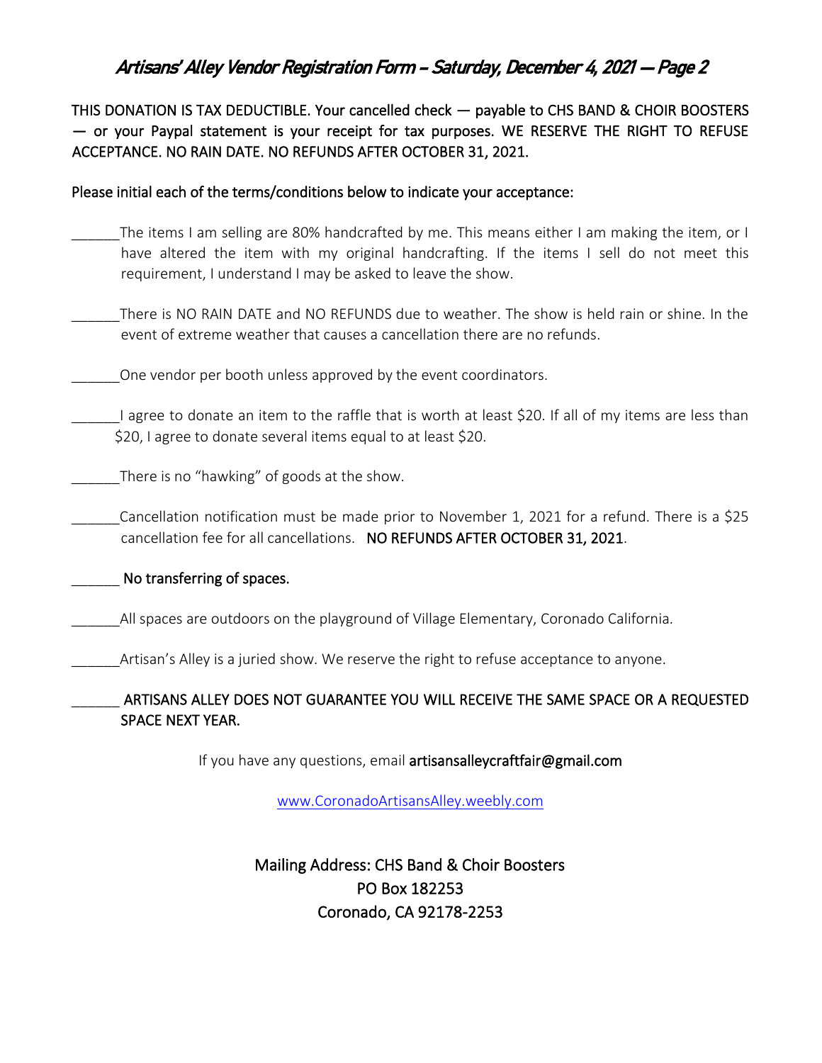# *Artisans' Alley Vendor Registration Form – Saturday, December 4, 2021 — Page 2*

THIS DONATION IS TAX DEDUCTIBLE. Your cancelled check — payable to CHS BAND & CHOIR BOOSTERS — or your Paypal statement is your receipt for tax purposes. WE RESERVE THE RIGHT TO REFUSE ACCEPTANCE. NO RAIN DATE. NO REFUNDS AFTER OCTOBER 31, 2021.

Please initial each of the terms/conditions below to indicate your acceptance:

______The items I am selling are 80% handcrafted by me. This means either I am making the item, or I have altered the item with my original handcrafting. If the items I sell do not meet this requirement, I understand I may be asked to leave the show.

______There is NO RAIN DATE and NO REFUNDS due to weather. The show is held rain or shine. In the event of extreme weather that causes a cancellation there are no refunds.

______One vendor per booth unless approved by the event coordinators.

______I agree to donate an item to the raffle that is worth at least $20. If all of my items are less than $20, I agree to donate several items equal to at least $20.

______There is no "hawking" of goods at the show.

______Cancellation notification must be made prior to November 1, 2021 for a refund. There is a $25 cancellation fee for all cancellations. NO REFUNDS AFTER OCTOBER 31, 2021.

______ No transferring of spaces.

______All spaces are outdoors on the playground of Village Elementary, Coronado California.

______Artisan's Alley is a juried show. We reserve the right to refuse acceptance to anyone.

______ ARTISANS ALLEY DOES NOT GUARANTEE YOU WILL RECEIVE THE SAME SPACE OR A REQUESTED SPACE NEXT YEAR.

If you have any questions, email artisansalleycraftfair@gmail.com

[www.CoronadoArtisansAlley.weebly.com](http://www.CoronadoArtisansAlley.weebly.com)

Mailing Address: CHS Band & Choir Boosters
PO Box 182253
Coronado, CA 92178-2253